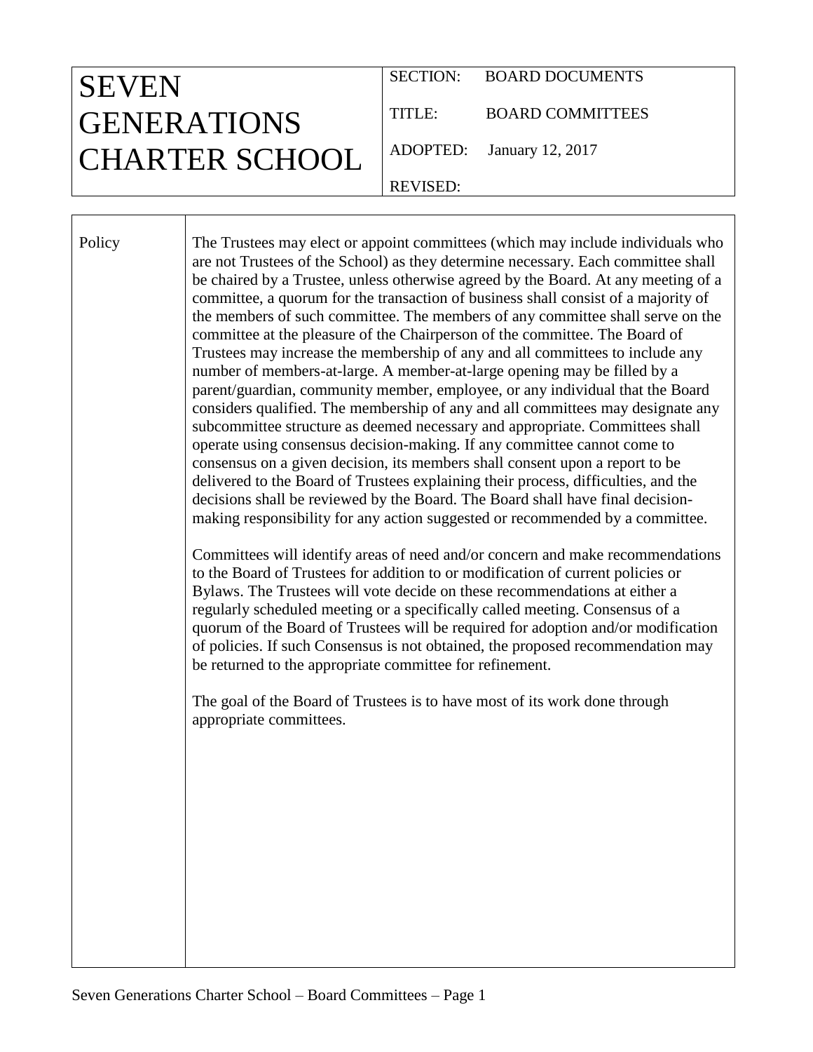| SEVEN GENERATIONS CHARTER SCHOOL | SECTION: BOARD DOCUMENTS<br>TITLE: BOARD COMMITTEES<br>ADOPTED: January 12, 2017<br>REVISED: |
|---|---|

**Policy**

The Trustees may elect or appoint committees (which may include individuals who are not Trustees of the School) as they determine necessary. Each committee shall be chaired by a Trustee, unless otherwise agreed by the Board. At any meeting of a committee, a quorum for the transaction of business shall consist of a majority of the members of such committee. The members of any committee shall serve on the committee at the pleasure of the Chairperson of the committee. The Board of Trustees may increase the membership of any and all committees to include any number of members-at-large. A member-at-large opening may be filled by a parent/guardian, community member, employee, or any individual that the Board considers qualified. The membership of any and all committees may designate any subcommittee structure as deemed necessary and appropriate. Committees shall operate using consensus decision-making. If any committee cannot come to consensus on a given decision, its members shall consent upon a report to be delivered to the Board of Trustees explaining their process, difficulties, and the decisions shall be reviewed by the Board. The Board shall have final decision-making responsibility for any action suggested or recommended by a committee.

Committees will identify areas of need and/or concern and make recommendations to the Board of Trustees for addition to or modification of current policies or Bylaws. The Trustees will vote decide on these recommendations at either a regularly scheduled meeting or a specifically called meeting. Consensus of a quorum of the Board of Trustees will be required for adoption and/or modification of policies. If such Consensus is not obtained, the proposed recommendation may be returned to the appropriate committee for refinement.

The goal of the Board of Trustees is to have most of its work done through appropriate committees.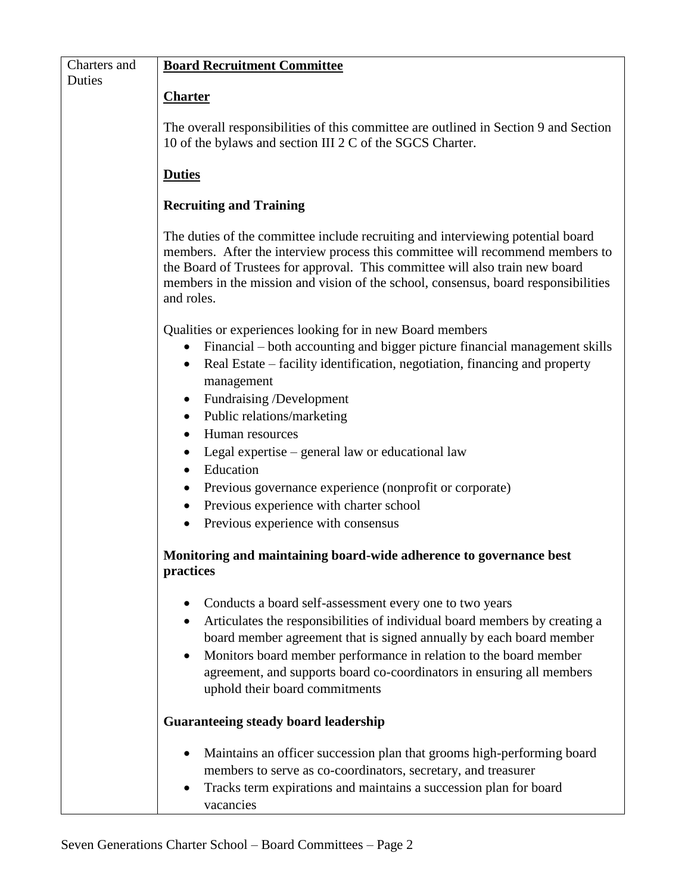| Charters and Duties | **Board Recruitment Committee**<br><br>**Charter**<br><br>The overall responsibilities of this committee are outlined in Section 9 and Section 10 of the bylaws and section III 2 C of the SGCS Charter.<br><br>**Duties**<br><br>**Recruiting and Training**<br><br>The duties of the committee include recruiting and interviewing potential board members. After the interview process this committee will recommend members to the Board of Trustees for approval. This committee will also train new board members in the mission and vision of the school, consensus, board responsibilities and roles.<br><br>Qualities or experiences looking for in new Board members<br>• Financial – both accounting and bigger picture financial management skills<br>• Real Estate – facility identification, negotiation, financing and property management<br>• Fundraising /Development<br>• Public relations/marketing<br>• Human resources<br>• Legal expertise – general law or educational law<br>• Education<br>• Previous governance experience (nonprofit or corporate)<br>• Previous experience with charter school<br>• Previous experience with consensus<br><br>**Monitoring and maintaining board-wide adherence to governance best practices**<br><br>• Conducts a board self-assessment every one to two years<br>• Articulates the responsibilities of individual board members by creating a board member agreement that is signed annually by each board member<br>• Monitors board member performance in relation to the board member agreement, and supports board co-coordinators in ensuring all members uphold their board commitments<br><br>**Guaranteeing steady board leadership**<br><br>• Maintains an officer succession plan that grooms high-performing board members to serve as co-coordinators, secretary, and treasurer<br>• Tracks term expirations and maintains a succession plan for board vacancies |
|---|---|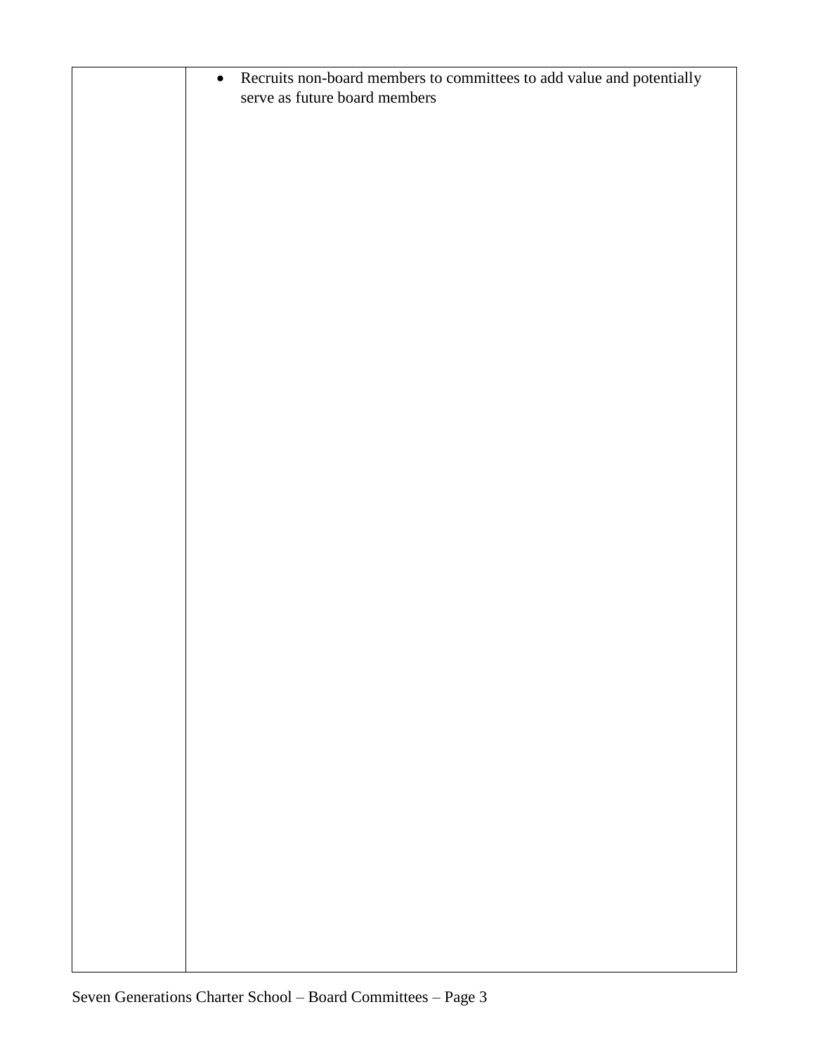| | |
|---|---|
| | • Recruits non-board members to committees to add value and potentially serve as future board members |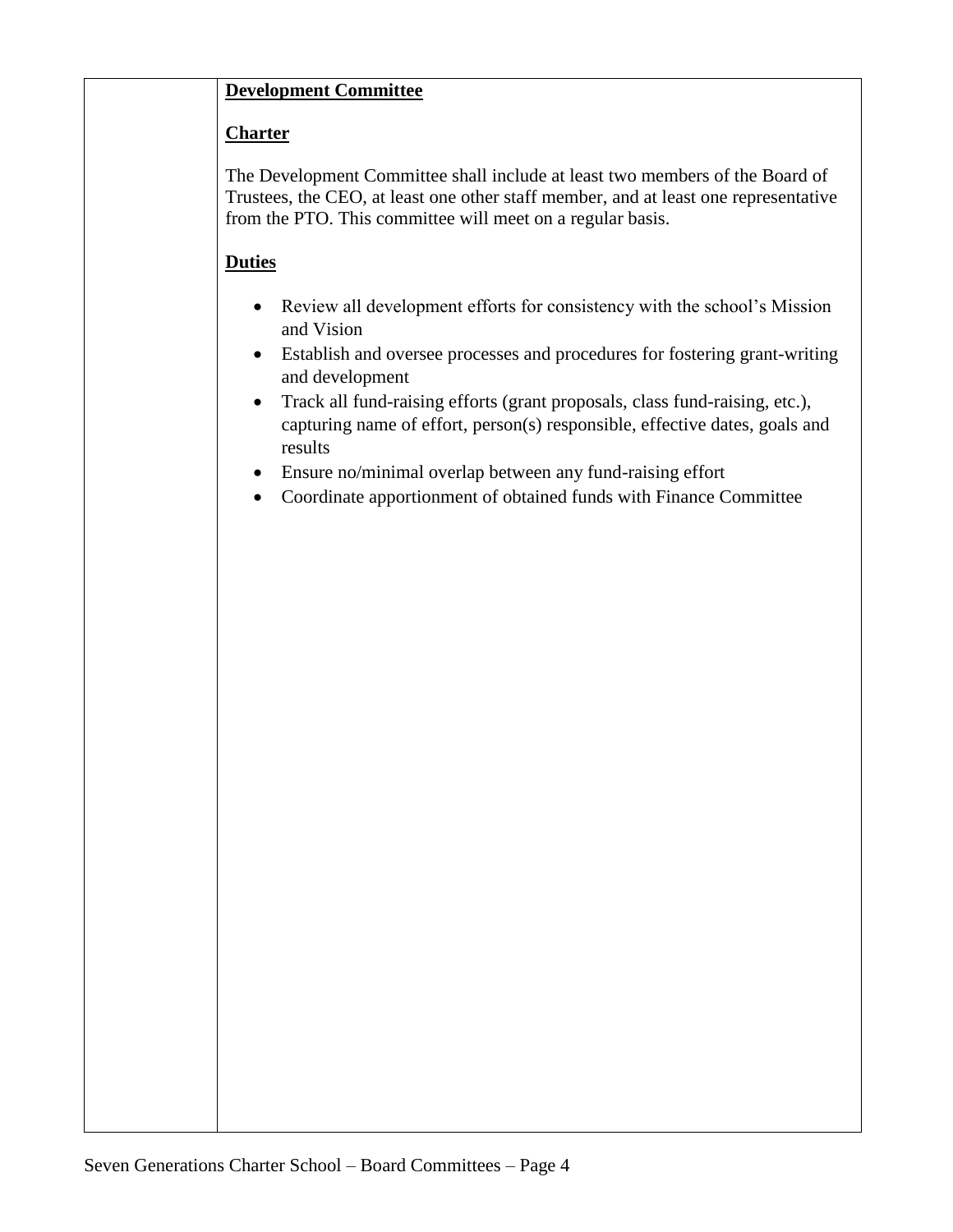**Development Committee**

**Charter**

The Development Committee shall include at least two members of the Board of Trustees, the CEO, at least one other staff member, and at least one representative from the PTO. This committee will meet on a regular basis.

**Duties**

- Review all development efforts for consistency with the school's Mission and Vision
- Establish and oversee processes and procedures for fostering grant-writing and development
- Track all fund-raising efforts (grant proposals, class fund-raising, etc.), capturing name of effort, person(s) responsible, effective dates, goals and results
- Ensure no/minimal overlap between any fund-raising effort
- Coordinate apportionment of obtained funds with Finance Committee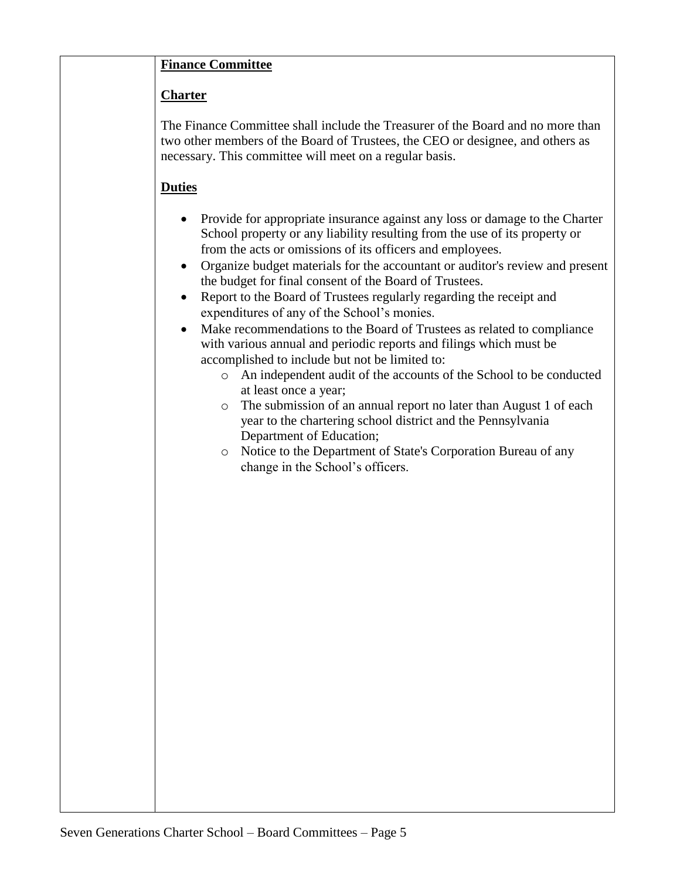**Finance Committee**

**Charter**

The Finance Committee shall include the Treasurer of the Board and no more than two other members of the Board of Trustees, the CEO or designee, and others as necessary. This committee will meet on a regular basis.

**Duties**

- Provide for appropriate insurance against any loss or damage to the Charter School property or any liability resulting from the use of its property or from the acts or omissions of its officers and employees.
- Organize budget materials for the accountant or auditor's review and present the budget for final consent of the Board of Trustees.
- Report to the Board of Trustees regularly regarding the receipt and expenditures of any of the School's monies.
- Make recommendations to the Board of Trustees as related to compliance with various annual and periodic reports and filings which must be accomplished to include but not be limited to:
  - An independent audit of the accounts of the School to be conducted at least once a year;
  - The submission of an annual report no later than August 1 of each year to the chartering school district and the Pennsylvania Department of Education;
  - Notice to the Department of State's Corporation Bureau of any change in the School's officers.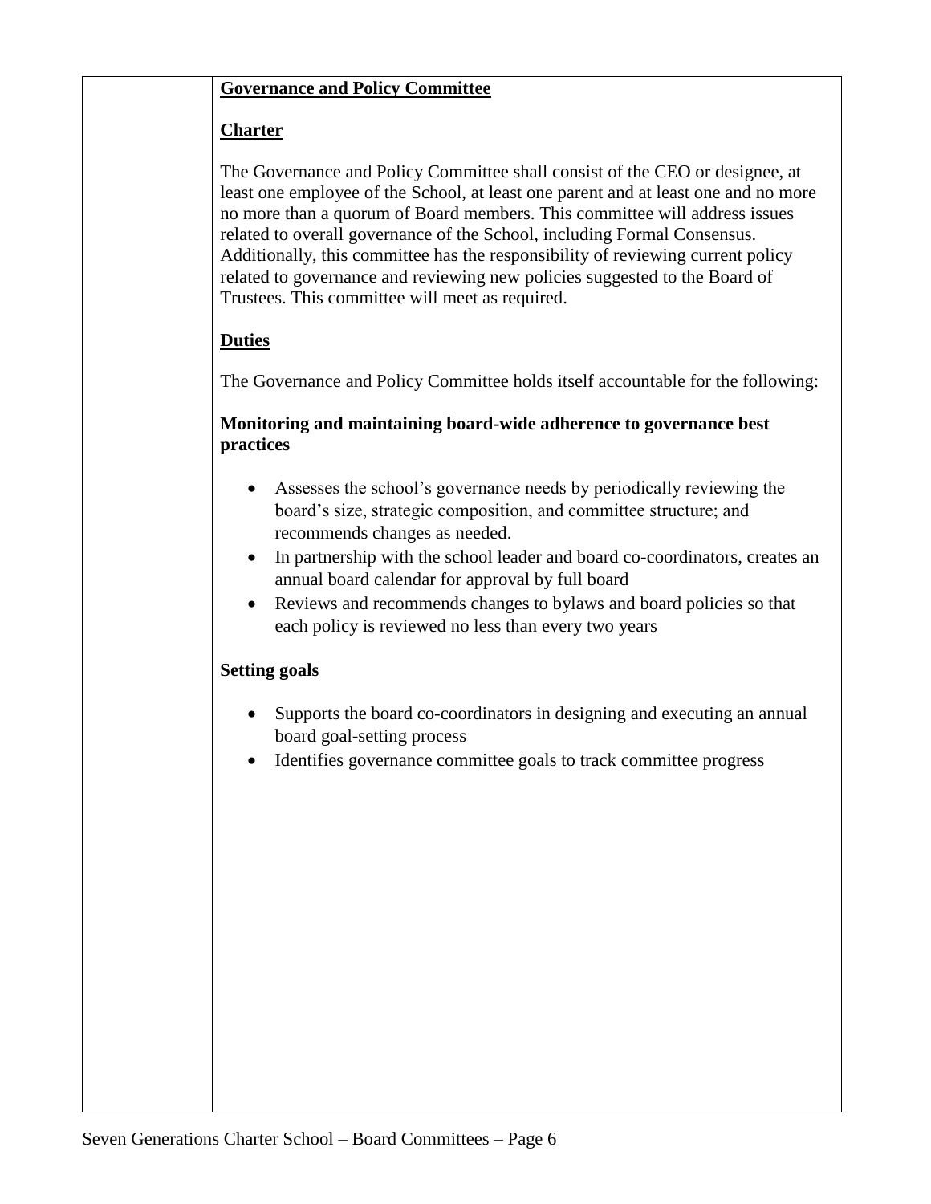**Governance and Policy Committee**

**Charter**

The Governance and Policy Committee shall consist of the CEO or designee, at least one employee of the School, at least one parent and at least one and no more no more than a quorum of Board members. This committee will address issues related to overall governance of the School, including Formal Consensus. Additionally, this committee has the responsibility of reviewing current policy related to governance and reviewing new policies suggested to the Board of Trustees. This committee will meet as required.

**Duties**

The Governance and Policy Committee holds itself accountable for the following:

**Monitoring and maintaining board-wide adherence to governance best practices**

- Assesses the school's governance needs by periodically reviewing the board's size, strategic composition, and committee structure; and recommends changes as needed.
- In partnership with the school leader and board co-coordinators, creates an annual board calendar for approval by full board
- Reviews and recommends changes to bylaws and board policies so that each policy is reviewed no less than every two years

**Setting goals**

- Supports the board co-coordinators in designing and executing an annual board goal-setting process
- Identifies governance committee goals to track committee progress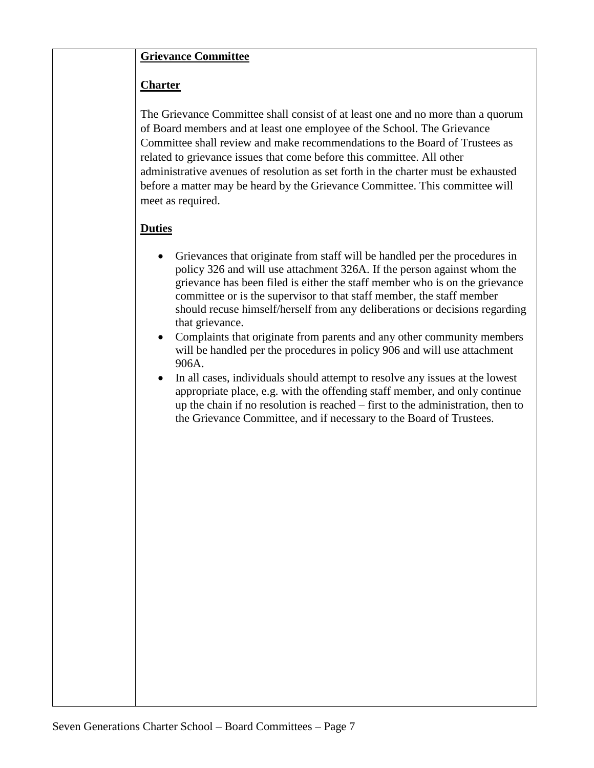**Grievance Committee**

**Charter**

The Grievance Committee shall consist of at least one and no more than a quorum of Board members and at least one employee of the School. The Grievance Committee shall review and make recommendations to the Board of Trustees as related to grievance issues that come before this committee. All other administrative avenues of resolution as set forth in the charter must be exhausted before a matter may be heard by the Grievance Committee. This committee will meet as required.

**Duties**

- Grievances that originate from staff will be handled per the procedures in policy 326 and will use attachment 326A. If the person against whom the grievance has been filed is either the staff member who is on the grievance committee or is the supervisor to that staff member, the staff member should recuse himself/herself from any deliberations or decisions regarding that grievance.
- Complaints that originate from parents and any other community members will be handled per the procedures in policy 906 and will use attachment 906A.
- In all cases, individuals should attempt to resolve any issues at the lowest appropriate place, e.g. with the offending staff member, and only continue up the chain if no resolution is reached – first to the administration, then to the Grievance Committee, and if necessary to the Board of Trustees.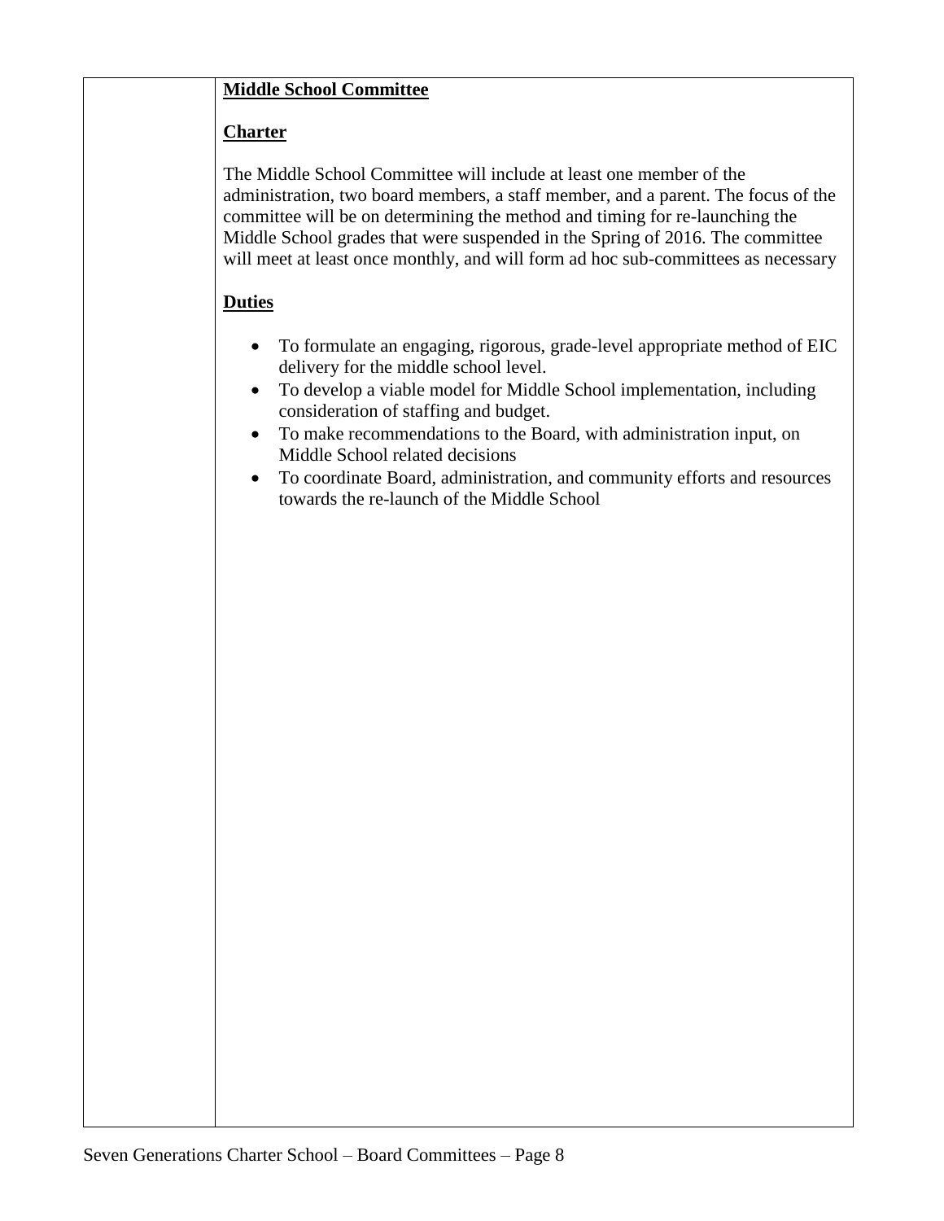**Middle School Committee**

**Charter**

The Middle School Committee will include at least one member of the administration, two board members, a staff member, and a parent. The focus of the committee will be on determining the method and timing for re-launching the Middle School grades that were suspended in the Spring of 2016. The committee will meet at least once monthly, and will form ad hoc sub-committees as necessary

**Duties**

- To formulate an engaging, rigorous, grade-level appropriate method of EIC delivery for the middle school level.
- To develop a viable model for Middle School implementation, including consideration of staffing and budget.
- To make recommendations to the Board, with administration input, on Middle School related decisions
- To coordinate Board, administration, and community efforts and resources towards the re-launch of the Middle School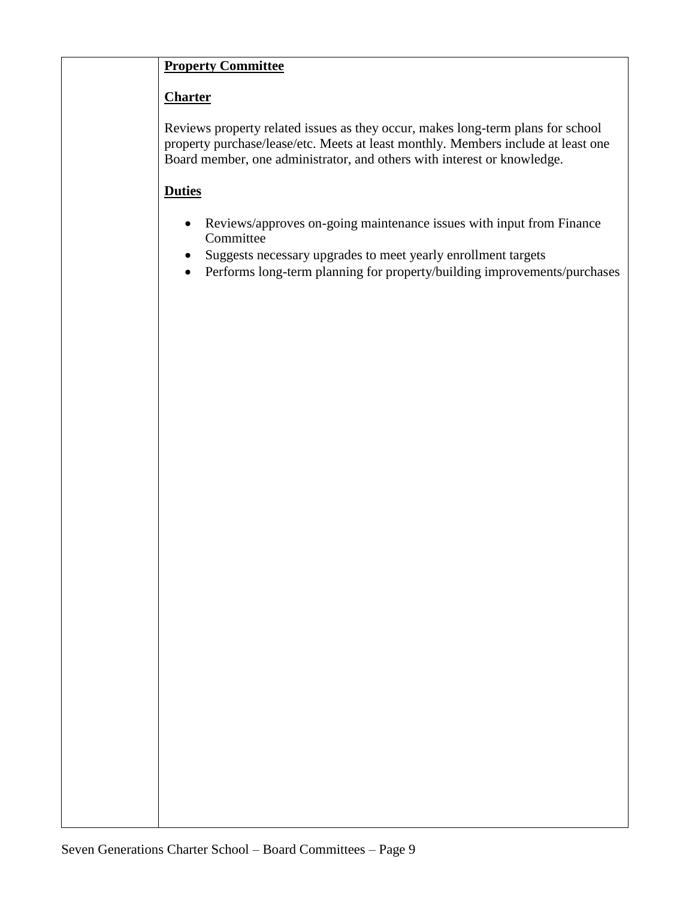**Property Committee**

**Charter**

Reviews property related issues as they occur, makes long-term plans for school property purchase/lease/etc. Meets at least monthly. Members include at least one Board member, one administrator, and others with interest or knowledge.

**Duties**

- Reviews/approves on-going maintenance issues with input from Finance Committee
- Suggests necessary upgrades to meet yearly enrollment targets
- Performs long-term planning for property/building improvements/purchases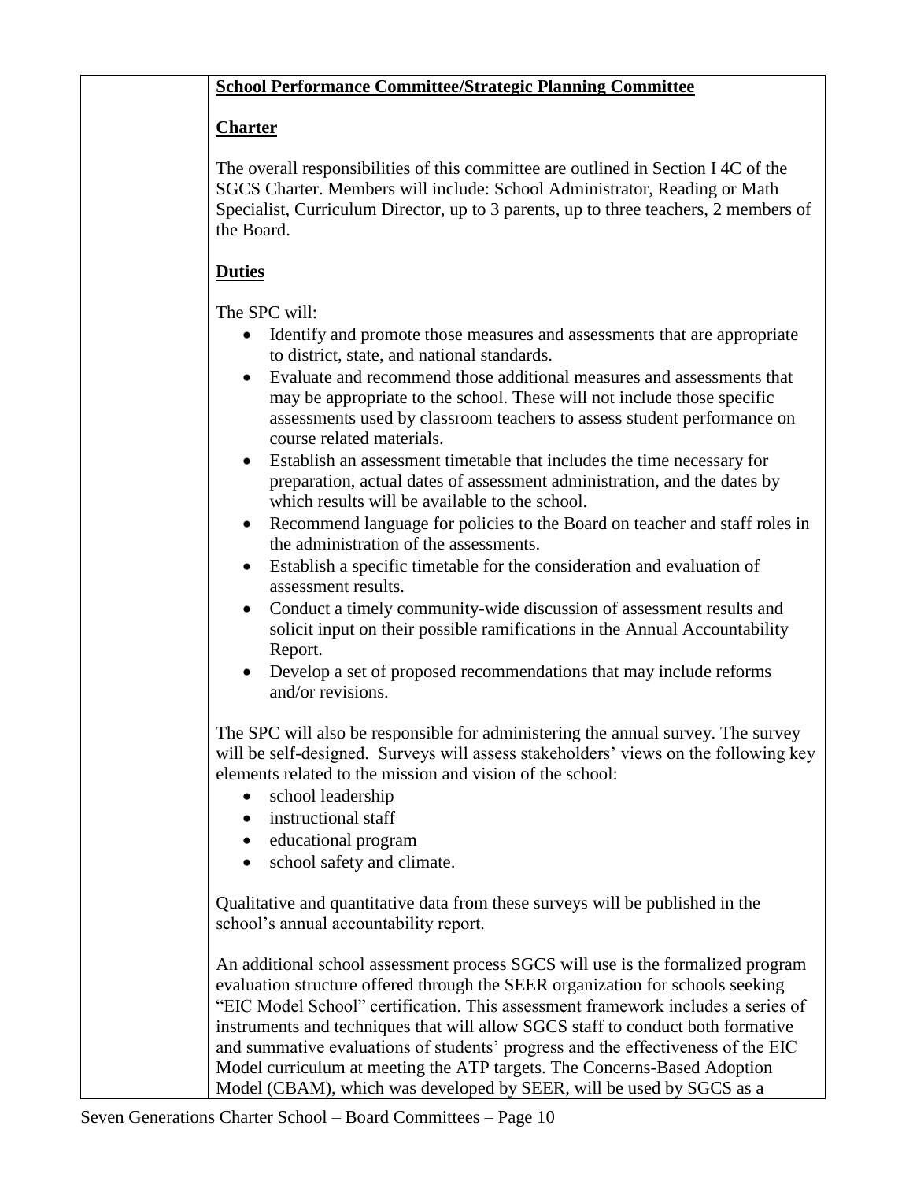**School Performance Committee/Strategic Planning Committee**

**Charter**

The overall responsibilities of this committee are outlined in Section I 4C of the SGCS Charter. Members will include: School Administrator, Reading or Math Specialist, Curriculum Director, up to 3 parents, up to three teachers, 2 members of the Board.

**Duties**

The SPC will:

- Identify and promote those measures and assessments that are appropriate to district, state, and national standards.
- Evaluate and recommend those additional measures and assessments that may be appropriate to the school. These will not include those specific assessments used by classroom teachers to assess student performance on course related materials.
- Establish an assessment timetable that includes the time necessary for preparation, actual dates of assessment administration, and the dates by which results will be available to the school.
- Recommend language for policies to the Board on teacher and staff roles in the administration of the assessments.
- Establish a specific timetable for the consideration and evaluation of assessment results.
- Conduct a timely community-wide discussion of assessment results and solicit input on their possible ramifications in the Annual Accountability Report.
- Develop a set of proposed recommendations that may include reforms and/or revisions.

The SPC will also be responsible for administering the annual survey. The survey will be self-designed. Surveys will assess stakeholders' views on the following key elements related to the mission and vision of the school:

- school leadership
- instructional staff
- educational program
- school safety and climate.

Qualitative and quantitative data from these surveys will be published in the school's annual accountability report.

An additional school assessment process SGCS will use is the formalized program evaluation structure offered through the SEER organization for schools seeking "EIC Model School" certification. This assessment framework includes a series of instruments and techniques that will allow SGCS staff to conduct both formative and summative evaluations of students' progress and the effectiveness of the EIC Model curriculum at meeting the ATP targets. The Concerns-Based Adoption Model (CBAM), which was developed by SEER, will be used by SGCS as a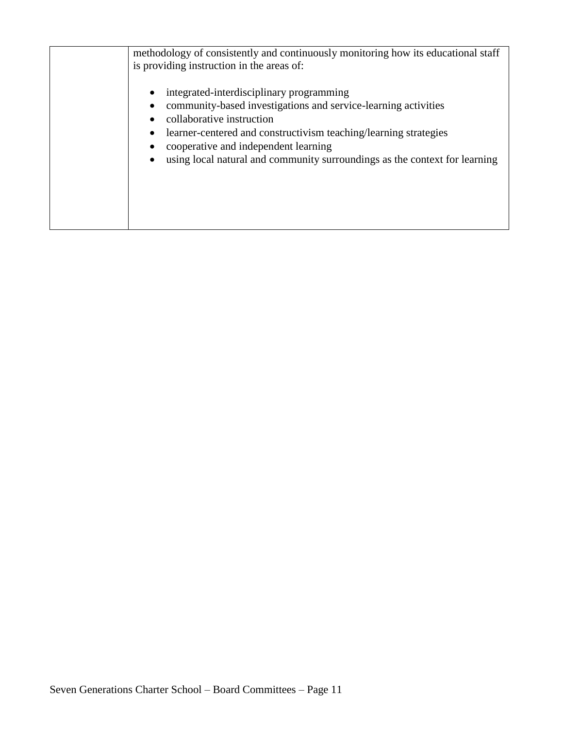| | |
|---|---|
| | methodology of consistently and continuously monitoring how its educational staff is providing instruction in the areas of:<br><br>• integrated-interdisciplinary programming<br>• community-based investigations and service-learning activities<br>• collaborative instruction<br>• learner-centered and constructivism teaching/learning strategies<br>• cooperative and independent learning<br>• using local natural and community surroundings as the context for learning |